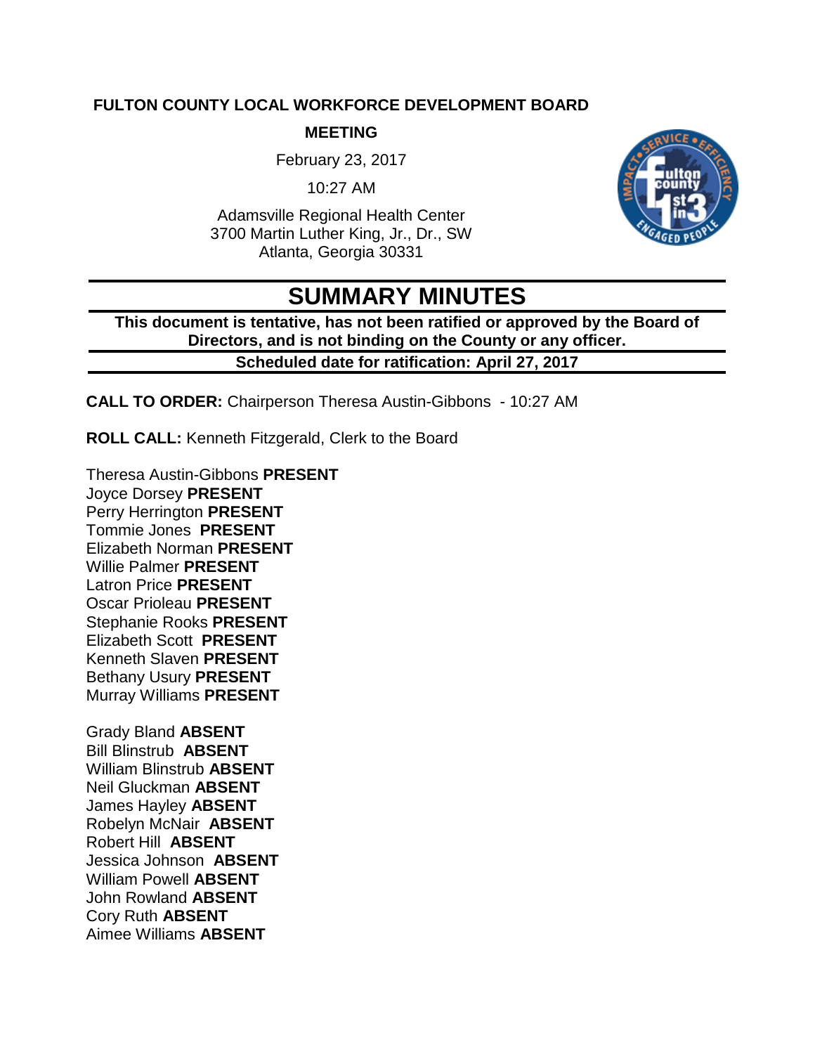**FULTON COUNTY LOCAL WORKFORCE DEVELOPMENT BOARD**

**MEETING**

February 23, 2017

10:27 AM

Adamsville Regional Health Center
3700 Martin Luther King, Jr., Dr., SW
Atlanta, Georgia 30331

# SUMMARY MINUTES

**This document is tentative, has not been ratified or approved by the Board of Directors, and is not binding on the County or any officer.**

**Scheduled date for ratification: April 27, 2017**

**CALL TO ORDER:** Chairperson Theresa Austin-Gibbons - 10:27 AM

**ROLL CALL:** Kenneth Fitzgerald, Clerk to the Board

Theresa Austin-Gibbons **PRESENT**
Joyce Dorsey **PRESENT**
Perry Herrington **PRESENT**
Tommie Jones **PRESENT**
Elizabeth Norman **PRESENT**
Willie Palmer **PRESENT**
Latron Price **PRESENT**
Oscar Prioleau **PRESENT**
Stephanie Rooks **PRESENT**
Elizabeth Scott **PRESENT**
Kenneth Slaven **PRESENT**
Bethany Usury **PRESENT**
Murray Williams **PRESENT**

Grady Bland **ABSENT**
Bill Blinstrub **ABSENT**
William Blinstrub **ABSENT**
Neil Gluckman **ABSENT**
James Hayley **ABSENT**
Robelyn McNair **ABSENT**
Robert Hill **ABSENT**
Jessica Johnson **ABSENT**
William Powell **ABSENT**
John Rowland **ABSENT**
Cory Ruth **ABSENT**
Aimee Williams **ABSENT**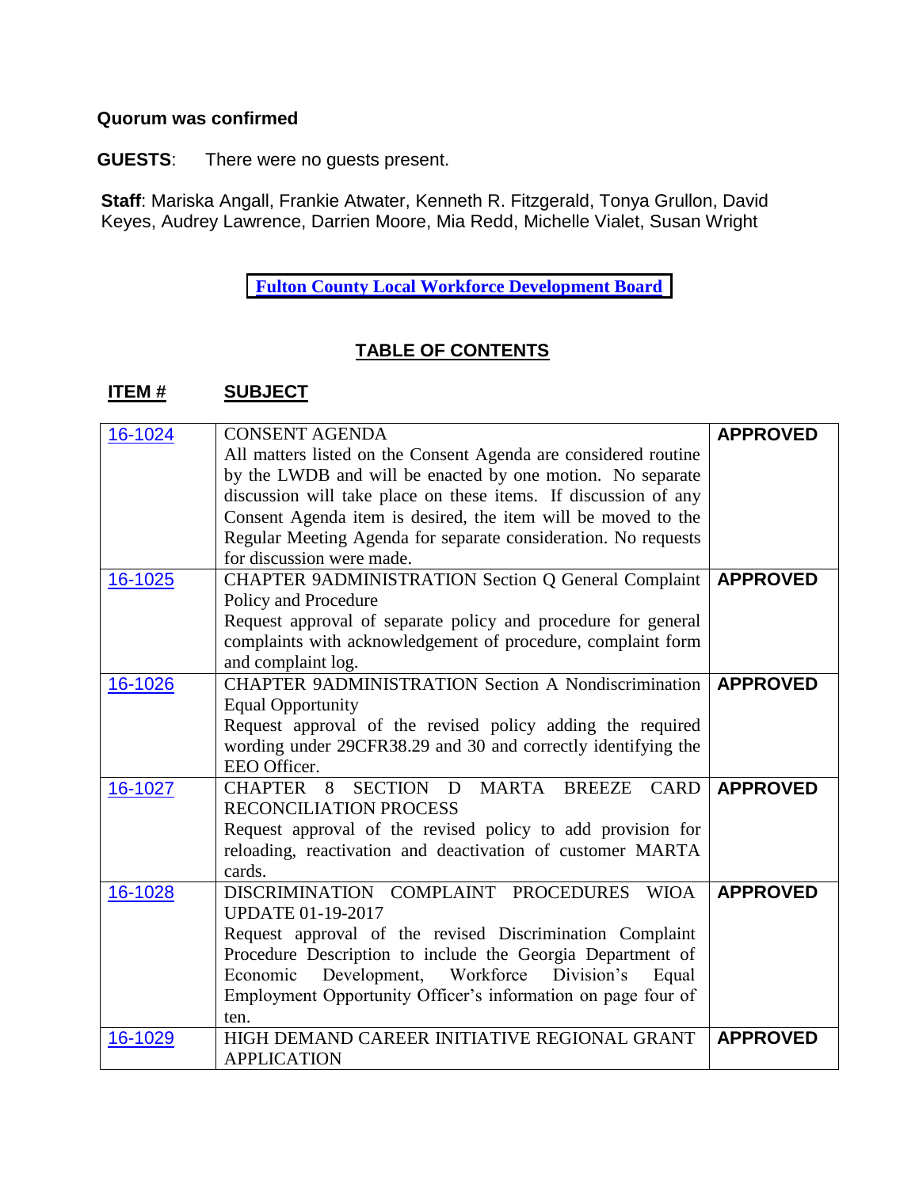**Quorum was confirmed**

**GUESTS**: There were no guests present.

**Staff**: Mariska Angall, Frankie Atwater, Kenneth R. Fitzgerald, Tonya Grullon, David Keyes, Audrey Lawrence, Darrien Moore, Mia Redd, Michelle Vialet, Susan Wright

**Fulton County Local Workforce Development Board**

## TABLE OF CONTENTS

| ITEM # | SUBJECT | |
|---|---|---|
| 16-1024 | CONSENT AGENDA<br>All matters listed on the Consent Agenda are considered routine by the LWDB and will be enacted by one motion. No separate discussion will take place on these items. If discussion of any Consent Agenda item is desired, the item will be moved to the Regular Meeting Agenda for separate consideration. No requests for discussion were made. | **APPROVED** |
| 16-1025 | CHAPTER 9ADMINISTRATION Section Q General Complaint Policy and Procedure<br>Request approval of separate policy and procedure for general complaints with acknowledgement of procedure, complaint form and complaint log. | **APPROVED** |
| 16-1026 | CHAPTER 9ADMINISTRATION Section A Nondiscrimination Equal Opportunity<br>Request approval of the revised policy adding the required wording under 29CFR38.29 and 30 and correctly identifying the EEO Officer. | **APPROVED** |
| 16-1027 | CHAPTER 8 SECTION D MARTA BREEZE CARD RECONCILIATION PROCESS<br>Request approval of the revised policy to add provision for reloading, reactivation and deactivation of customer MARTA cards. | **APPROVED** |
| 16-1028 | DISCRIMINATION COMPLAINT PROCEDURES WIOA UPDATE 01-19-2017<br>Request approval of the revised Discrimination Complaint Procedure Description to include the Georgia Department of Economic Development, Workforce Division's Equal Employment Opportunity Officer's information on page four of ten. | **APPROVED** |
| 16-1029 | HIGH DEMAND CAREER INITIATIVE REGIONAL GRANT APPLICATION | **APPROVED** |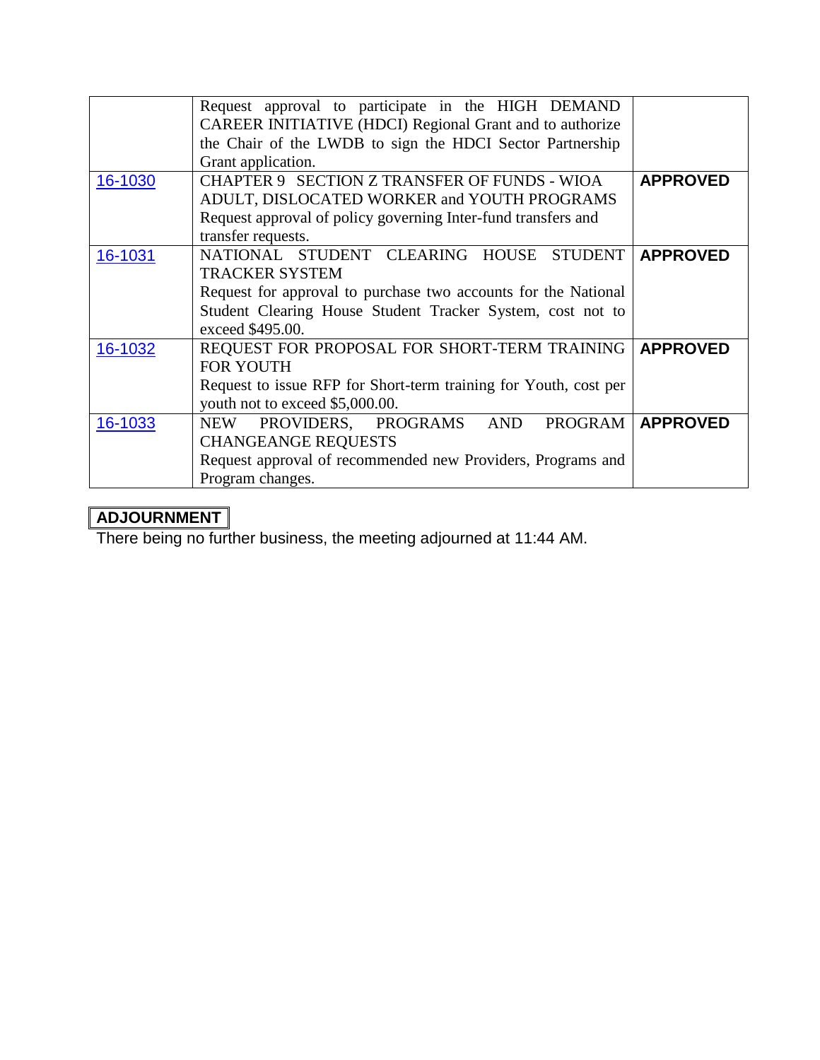| | | |
|---|---|---|
| | Request approval to participate in the HIGH DEMAND CAREER INITIATIVE (HDCI) Regional Grant and to authorize the Chair of the LWDB to sign the HDCI Sector Partnership Grant application. | |
| 16-1030 | CHAPTER 9 SECTION Z TRANSFER OF FUNDS - WIOA ADULT, DISLOCATED WORKER and YOUTH PROGRAMS<br>Request approval of policy governing Inter-fund transfers and transfer requests. | **APPROVED** |
| 16-1031 | NATIONAL STUDENT CLEARING HOUSE STUDENT TRACKER SYSTEM<br>Request for approval to purchase two accounts for the National Student Clearing House Student Tracker System, cost not to exceed $495.00. | **APPROVED** |
| 16-1032 | REQUEST FOR PROPOSAL FOR SHORT-TERM TRAINING FOR YOUTH<br>Request to issue RFP for Short-term training for Youth, cost per youth not to exceed $5,000.00. | **APPROVED** |
| 16-1033 | NEW PROVIDERS, PROGRAMS AND PROGRAM CHANGEANGE REQUESTS<br>Request approval of recommended new Providers, Programs and Program changes. | **APPROVED** |

**ADJOURNMENT**

There being no further business, the meeting adjourned at 11:44 AM.